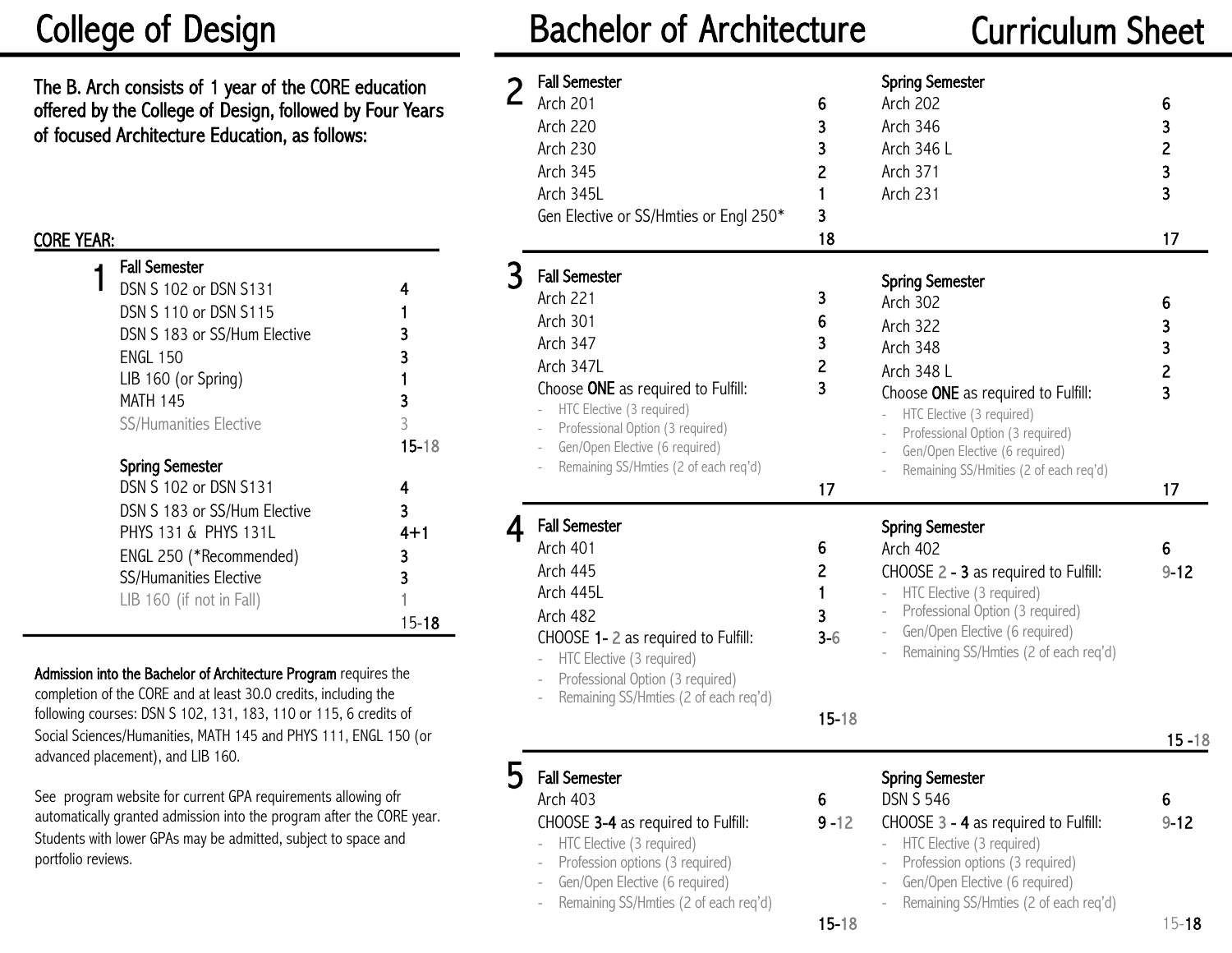# College of Design

# Bachelor of Architecture Curriculum Sheet

**The B. Arch consists of 1 year of the CORE education offered by the College of Design, followed by Four Years of focused Architecture Education, as follows:**

## CORE YEAR:

### 1

**Fall Semester**

| Course | Credits |
|---|---|
| DSN S 102 or DSN S131 | 4 |
| DSN S 110 or DSN S115 | 1 |
| DSN S 183 or SS/Hum Elective | 3 |
| ENGL 150 | 3 |
| LIB 160 (or Spring) | 1 |
| MATH 145 | 3 |
| SS/Humanities Elective | 3 |
| | 15-18 |

**Spring Semester**

| Course | Credits |
|---|---|
| DSN S 102 or DSN S131 | 4 |
| DSN S 183 or SS/Hum Elective | 3 |
| PHYS 131 & PHYS 131L | 4+1 |
| ENGL 250 (*Recommended) | 3 |
| SS/Humanities Elective | 3 |
| LIB 160 (if not in Fall) | 1 |
| | 15-18 |

**Admission into the Bachelor of Architecture Program** requires the completion of the CORE and at least 30.0 credits, including the following courses: DSN S 102, 131, 183, 110 or 115, 6 credits of Social Sciences/Humanities, MATH 145 and PHYS 111, ENGL 150 (or advanced placement), and LIB 160.

See program website for current GPA requirements allowing ofr automatically granted admission into the program after the CORE year. Students with lower GPAs may be admitted, subject to space and portfolio reviews.

### 2

**Fall Semester**

| Course | Credits |
|---|---|
| Arch 201 | 6 |
| Arch 220 | 3 |
| Arch 230 | 3 |
| Arch 345 | 2 |
| Arch 345L | 1 |
| Gen Elective or SS/Hmties or Engl 250* | 3 |
| | 18 |

**Spring Semester**

| Course | Credits |
|---|---|
| Arch 202 | 6 |
| Arch 346 | 3 |
| Arch 346 L | 2 |
| Arch 371 | 3 |
| Arch 231 | 3 |
| | 17 |

### 3

**Fall Semester**

| Course | Credits |
|---|---|
| Arch 221 | 3 |
| Arch 301 | 6 |
| Arch 347 | 3 |
| Arch 347L | 2 |
| Choose **ONE** as required to Fulfill: | 3 |
| - HTC Elective (3 required) | |
| - Professional Option (3 required) | |
| - Gen/Open Elective (6 required) | |
| - Remaining SS/Hmties (2 of each req'd) | |
| | 17 |

**Spring Semester**

| Course | Credits |
|---|---|
| Arch 302 | 6 |
| Arch 322 | 3 |
| Arch 348 | 3 |
| Arch 348 L | 2 |
| Choose **ONE** as required to Fulfill: | 3 |
| - HTC Elective (3 required) | |
| - Professional Option (3 required) | |
| - Gen/Open Elective (6 required) | |
| - Remaining SS/Hmities (2 of each req'd) | |
| | 17 |

### 4

**Fall Semester**

| Course | Credits |
|---|---|
| Arch 401 | 6 |
| Arch 445 | 2 |
| Arch 445L | 1 |
| Arch 482 | 3 |
| CHOOSE 1- 2 as required to Fulfill: | 3-6 |
| - HTC Elective (3 required) | |
| - Professional Option (3 required) | |
| - Remaining SS/Hmties (2 of each req'd) | |
| | 15-18 |

**Spring Semester**

| Course | Credits |
|---|---|
| Arch 402 | 6 |
| CHOOSE 2 - 3 as required to Fulfill: | 9-12 |
| - HTC Elective (3 required) | |
| - Professional Option (3 required) | |
| - Gen/Open Elective (6 required) | |
| - Remaining SS/Hmties (2 of each req'd) | |
| | 15 -18 |

### 5

**Fall Semester**

| Course | Credits |
|---|---|
| Arch 403 | 6 |
| CHOOSE 3-4 as required to Fulfill: | 9 -12 |
| - HTC Elective (3 required) | |
| - Profession options (3 required) | |
| - Gen/Open Elective (6 required) | |
| - Remaining SS/Hmties (2 of each req'd) | |
| | 15-18 |

**Spring Semester**

| Course | Credits |
|---|---|
| DSN S 546 | 6 |
| CHOOSE 3 - 4 as required to Fulfill: | 9-12 |
| - HTC Elective (3 required) | |
| - Profession options (3 required) | |
| - Gen/Open Elective (6 required) | |
| - Remaining SS/Hmties (2 of each req'd) | |
| | 15-18 |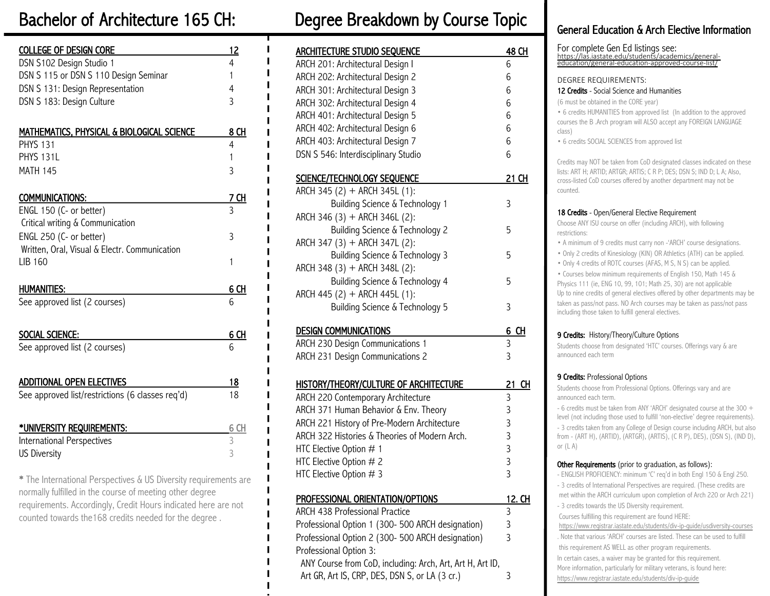# Bachelor of Architecture 165 CH: Degree Breakdown by Course Topic

| COLLEGE OF DESIGN CORE | 12 |
|---|---|
| DSN S102 Design Studio 1 | 4 |
| DSN S 115 or DSN S 110 Design Seminar | 1 |
| DSN S 131: Design Representation | 4 |
| DSN S 183: Design Culture | 3 |

| MATHEMATICS, PHYSICAL & BIOLOGICAL SCIENCE | 8 CH |
|---|---|
| PHYS 131 | 4 |
| PHYS 131L | 1 |
| MATH 145 | 3 |

| COMMUNICATIONS: | 7 CH |
|---|---|
| ENGL 150 (C- or better) Critical writing & Communication | 3 |
| ENGL 250 (C- or better) Written, Oral, Visual & Electr. Communication | 3 |
| LIB 160 | 1 |

| HUMANITIES: | 6 CH |
|---|---|
| See approved list (2 courses) | 6 |

| SOCIAL SCIENCE: | 6 CH |
|---|---|
| See approved list (2 courses) | 6 |

| ADDITIONAL OPEN ELECTIVES | 18 |
|---|---|
| See approved list/restrictions (6 classes req'd) | 18 |

| *UNIVERSITY REQUIREMENTS: | 6 CH |
|---|---|
| International Perspectives | 3 |
| US Diversity | 3 |

* The International Perspectives & US Diversity requirements are normally fulfilled in the course of meeting other degree requirements. Accordingly, Credit Hours indicated here are not counted towards the168 credits needed for the degree .

| ARCHITECTURE STUDIO SEQUENCE | 48 CH |
|---|---|
| ARCH 201: Architectural Design I | 6 |
| ARCH 202: Architectural Design 2 | 6 |
| ARCH 301: Architectural Design 3 | 6 |
| ARCH 302: Architectural Design 4 | 6 |
| ARCH 401: Architectural Design 5 | 6 |
| ARCH 402: Architectural Design 6 | 6 |
| ARCH 403: Architectural Design 7 | 6 |
| DSN S 546: Interdisciplinary Studio | 6 |

| SCIENCE/TECHNOLOGY SEQUENCE | 21 CH |
|---|---|
| ARCH 345 (2) + ARCH 345L (1): Building Science & Technology 1 | 3 |
| ARCH 346 (3) + ARCH 346L (2): Building Science & Technology 2 | 5 |
| ARCH 347 (3) + ARCH 347L (2): Building Science & Technology 3 | 5 |
| ARCH 348 (3) + ARCH 348L (2): Building Science & Technology 4 | 5 |
| ARCH 445 (2) + ARCH 445L (1): Building Science & Technology 5 | 3 |

| DESIGN COMMUNICATIONS | 6 CH |
|---|---|
| ARCH 230 Design Communications 1 | 3 |
| ARCH 231 Design Communications 2 | 3 |

| HISTORY/THEORY/CULTURE OF ARCHITECTURE | 21 CH |
|---|---|
| ARCH 220 Contemporary Architecture | 3 |
| ARCH 371 Human Behavior & Env. Theory | 3 |
| ARCH 221 History of Pre-Modern Architecture | 3 |
| ARCH 322 Histories & Theories of Modern Arch. | 3 |
| HTC Elective Option # 1 | 3 |
| HTC Elective Option # 2 | 3 |
| HTC Elective Option # 3 | 3 |

| PROFESSIONAL ORIENTATION/OPTIONS | 12. CH |
|---|---|
| ARCH 438 Professional Practice | 3 |
| Professional Option 1 (300- 500 ARCH designation) | 3 |
| Professional Option 2 (300- 500 ARCH designation) | 3 |
| Professional Option 3: ANY Course from CoD, including: Arch, Art, Art H, Art ID, Art GR, Art IS, CRP, DES, DSN S, or LA (3 cr.) | 3 |

## General Education & Arch Elective Information

For complete Gen Ed listings see:
https://las.iastate.edu/students/academics/general-education/general-education-approved-course-list/

DEGREE REQUIREMENTS:

**12 Credits** - Social Science and Humanities

(6 must be obtained in the CORE year)

- 6 credits HUMANITIES from approved list (In addition to the approved courses the B .Arch program will ALSO accept any FOREIGN LANGUAGE class)
- 6 credits SOCIAL SCIENCES from approved list

Credits may NOT be taken from CoD designated classes indicated on these lists: ART H; ARTID; ARTGR; ARTIS; C R P; DES; DSN S; IND D; L A; Also, cross-listed CoD courses offered by another department may not be counted.

**18 Credits** - Open/General Elective Requirement

Choose ANY ISU course on offer (including ARCH), with following restrictions:

- A minimum of 9 credits must carry non -'ARCH' course designations.
- Only 2 credits of Kinesiology (KIN) OR Athletics (ATH) can be applied.
- Only 4 credits of ROTC courses (AFAS, M S, N S) can be applied.
- Courses below minimum requirements of English 150, Math 145 & Physics 111 (ie, ENG 10, 99, 101; Math 25, 30) are not applicable

Up to nine credits of general electives offered by other departments may be taken as pass/not pass. NO Arch courses may be taken as pass/not pass including those taken to fulfill general electives.

**9 Credits:** History/Theory/Culture Options

Students choose from designated 'HTC' courses. Offerings vary & are announced each term

**9 Credits:** Professional Options

Students choose from Professional Options. Offerings vary and are announced each term.

- 6 credits must be taken from ANY 'ARCH' designated course at the 300 + level (not including those used to fulfill 'non-elective' degree requirements).
- 3 credits taken from any College of Design course including ARCH, but also from - (ART H), (ARTID), (ARTGR), (ARTIS), (C R P), DES), (DSN S), (IND D), or (L A)

**Other Requirements** (prior to graduation, as follows):

- ENGLISH PROFICIENCY: minimum 'C' req'd in both Engl 150 & Engl 250.
- 3 credits of International Perspectives are required. (These credits are met within the ARCH curriculum upon completion of Arch 220 or Arch 221)
- 3 credits towards the US Diversity requirement.

Courses fulfilling this requirement are found HERE:
https://www.registrar.iastate.edu/students/div-ip-guide/usdiversity-courses
. Note that various 'ARCH' courses are listed. These can be used to fulfill this requirement AS WELL as other program requirements.

In certain cases, a waiver may be granted for this requirement.
More information, particularly for military veterans, is found here:
https://www.registrar.iastate.edu/students/div-ip-guide